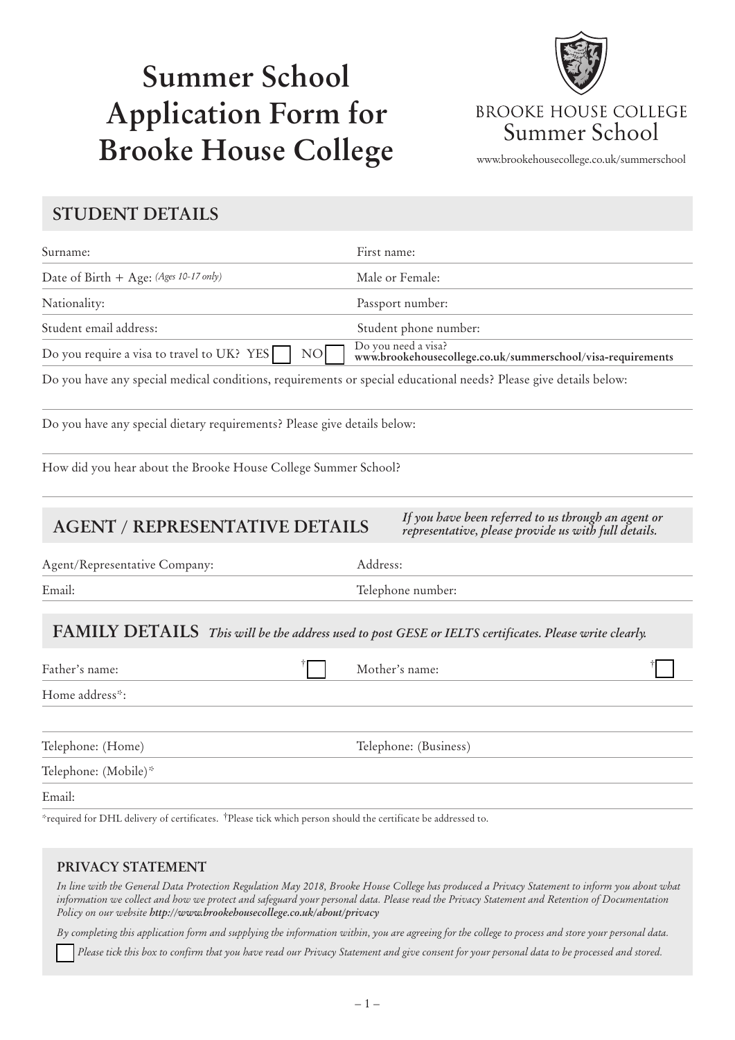# Summer School Application Form for Brooke House College

BROOKE HOUSE COLLEGE
Summer School

www.brookehousecollege.co.uk/summerschool

## STUDENT DETAILS

| | |
|---|---|
| Surname: | First name: |
| Date of Birth + Age: *(Ages 10-17 only)* | Male or Female: |
| Nationality: | Passport number: |
| Student email address: | Student phone number: |
| Do you require a visa to travel to UK? YES ☐ NO ☐ | Do you need a visa? **www.brookehousecollege.co.uk/summerschool/visa-requirements** |

Do you have any special medical conditions, requirements or special educational needs? Please give details below:

Do you have any special dietary requirements? Please give details below:

How did you hear about the Brooke House College Summer School?

## AGENT / REPRESENTATIVE DETAILS

***If you have been referred to us through an agent or representative, please provide us with full details.***

| | |
|---|---|
| Agent/Representative Company: | Address: |
| Email: | Telephone number: |

## FAMILY DETAILS

***This will be the address used to post GESE or IELTS certificates. Please write clearly.***

| | |
|---|---|
| Father's name: † ☐ | Mother's name: † ☐ |
| Home address*: | |
| | |
| Telephone: (Home) | Telephone: (Business) |
| Telephone: (Mobile)* | |
| Email: | |

*required for DHL delivery of certificates. †Please tick which person should the certificate be addressed to.

### PRIVACY STATEMENT

*In line with the General Data Protection Regulation May 2018, Brooke House College has produced a Privacy Statement to inform you about what information we collect and how we protect and safeguard your personal data. Please read the Privacy Statement and Retention of Documentation Policy on our website* ***http://www.brookehousecollege.co.uk/about/privacy***

*By completing this application form and supplying the information within, you are agreeing for the college to process and store your personal data.*

☐ *Please tick this box to confirm that you have read our Privacy Statement and give consent for your personal data to be processed and stored.*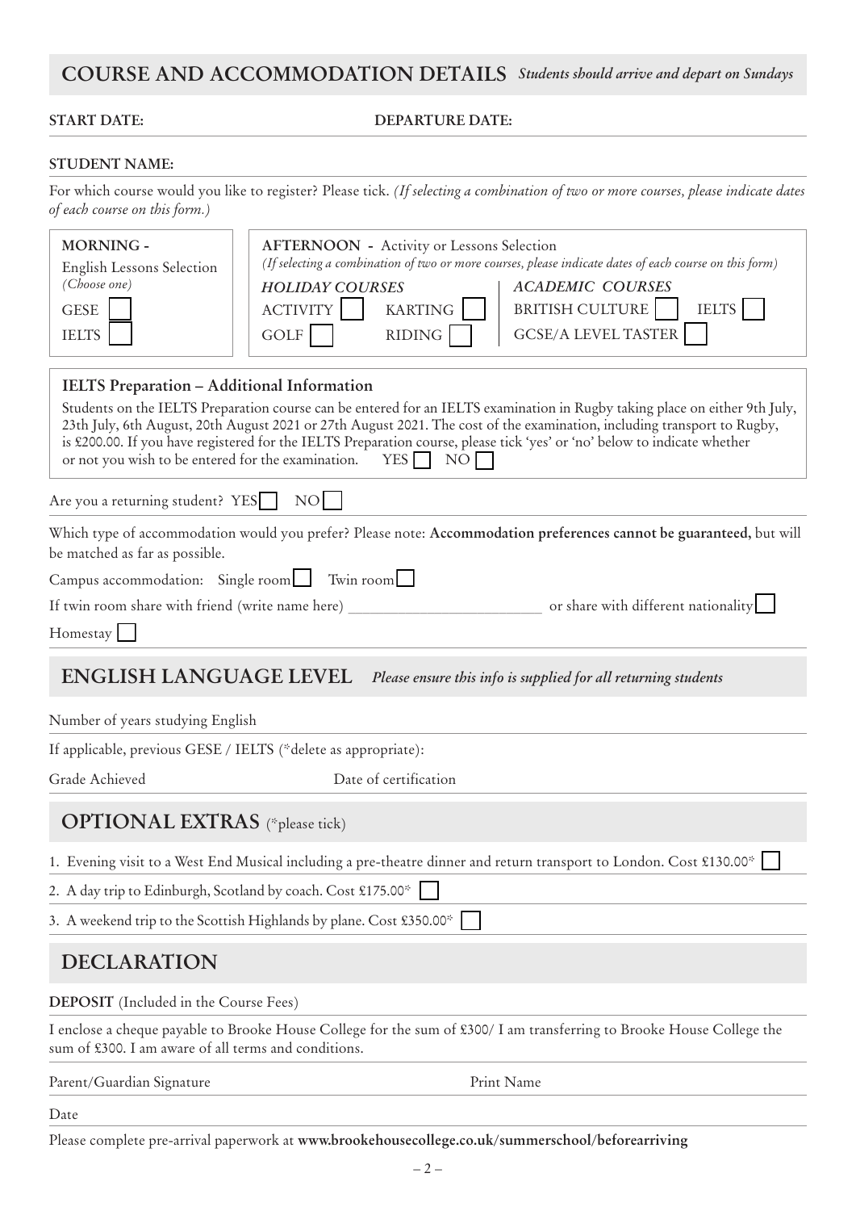## COURSE AND ACCOMMODATION DETAILS *Students should arrive and depart on Sundays*

**START DATE:** **DEPARTURE DATE:**

**STUDENT NAME:**

For which course would you like to register? Please tick. *(If selecting a combination of two or more courses, please indicate dates of each course on this form.)*

**MORNING -**
English Lessons Selection
*(Choose one)*

GESE ☐
IELTS ☐

**AFTERNOON -** Activity or Lessons Selection
*(If selecting a combination of two or more courses, please indicate dates of each course on this form)*

*HOLIDAY COURSES*
ACTIVITY ☐ KARTING ☐
GOLF ☐ RIDING ☐

*ACADEMIC COURSES*
BRITISH CULTURE ☐ IELTS ☐
GCSE/A LEVEL TASTER ☐

**IELTS Preparation – Additional Information**

Students on the IELTS Preparation course can be entered for an IELTS examination in Rugby taking place on either 9th July, 23th July, 6th August, 20th August 2021 or 27th August 2021. The cost of the examination, including transport to Rugby, is £200.00. If you have registered for the IELTS Preparation course, please tick 'yes' or 'no' below to indicate whether or not you wish to be entered for the examination. YES ☐ NO ☐

Are you a returning student? YES ☐ NO ☐

Which type of accommodation would you prefer? Please note: **Accommodation preferences cannot be guaranteed,** but will be matched as far as possible.

Campus accommodation: Single room ☐ Twin room ☐

If twin room share with friend (write name here) \_\_\_\_\_\_\_\_\_\_\_\_\_\_\_\_\_\_\_\_\_\_\_\_ or share with different nationality ☐

Homestay ☐

## ENGLISH LANGUAGE LEVEL *Please ensure this info is supplied for all returning students*

Number of years studying English

If applicable, previous GESE / IELTS (*delete as appropriate):

Grade Achieved Date of certification

## OPTIONAL EXTRAS (*please tick)

1. Evening visit to a West End Musical including a pre-theatre dinner and return transport to London. Cost £130.00* ☐
2. A day trip to Edinburgh, Scotland by coach. Cost £175.00* ☐
3. A weekend trip to the Scottish Highlands by plane. Cost £350.00* ☐

## DECLARATION

**DEPOSIT** (Included in the Course Fees)

I enclose a cheque payable to Brooke House College for the sum of £300/ I am transferring to Brooke House College the sum of £300. I am aware of all terms and conditions.

Parent/Guardian Signature Print Name

Date

Please complete pre-arrival paperwork at **www.brookehousecollege.co.uk/summerschool/beforearriving**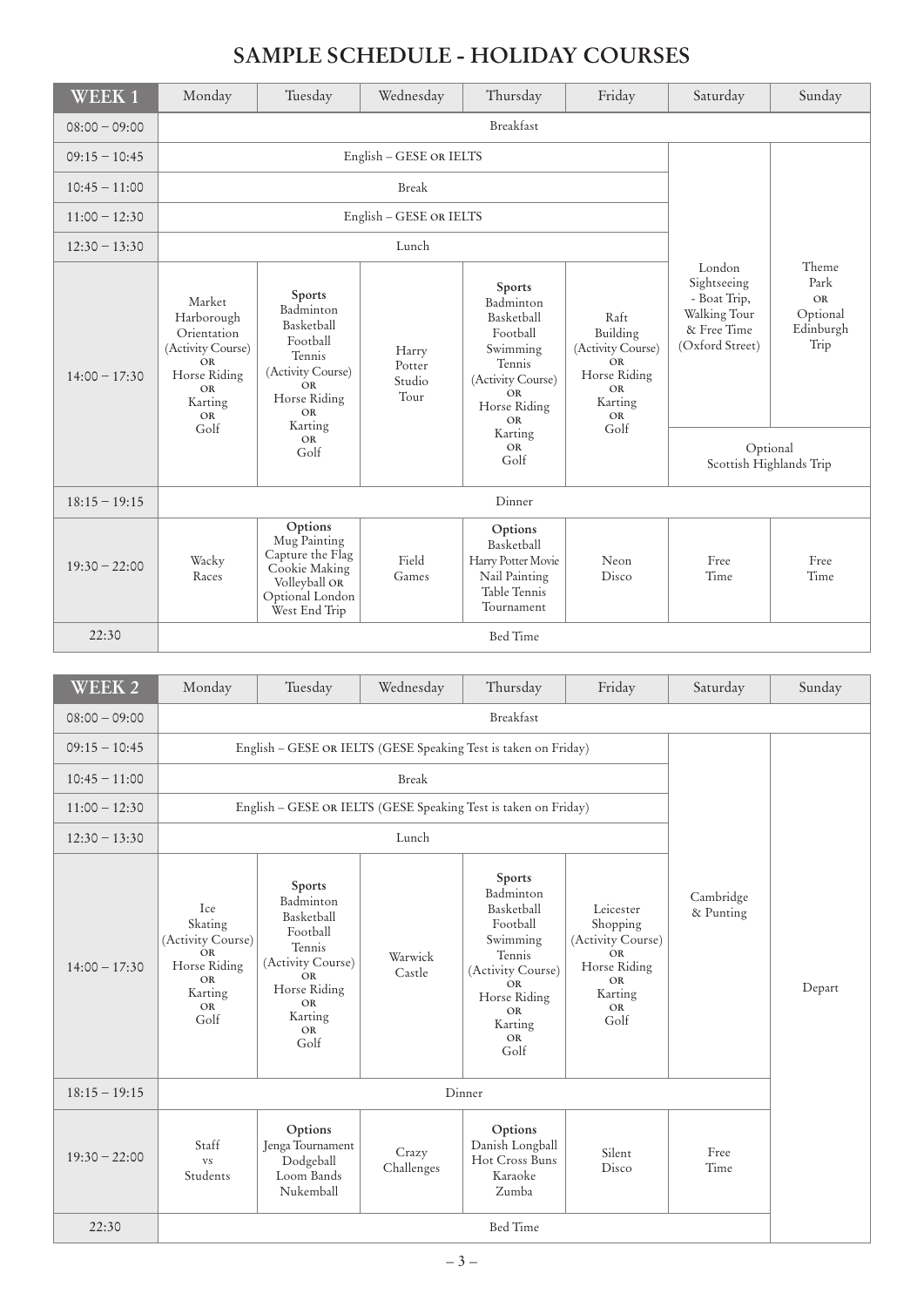# SAMPLE SCHEDULE - HOLIDAY COURSES

| WEEK 1 | Monday | Tuesday | Wednesday | Thursday | Friday | Saturday | Sunday |
|---|---|---|---|---|---|---|---|
| 08:00 – 09:00 | Breakfast | | | | | | |
| 09:15 – 10:45 | English – GESE OR IELTS | | | | | London Sightseeing - Boat Trip, Walking Tour & Free Time (Oxford Street) | Theme Park OR Optional Edinburgh Trip |
| 10:45 – 11:00 | Break | | | | | | |
| 11:00 – 12:30 | English – GESE OR IELTS | | | | | | |
| 12:30 – 13:30 | Lunch | | | | | | |
| 14:00 – 17:30 | Market Harborough Orientation (Activity Course) OR Horse Riding OR Karting OR Golf | **Sports** Badminton Basketball Football Tennis (Activity Course) OR Horse Riding OR Karting OR Golf | Harry Potter Studio Tour | **Sports** Badminton Basketball Football Swimming Tennis (Activity Course) OR Horse Riding OR Karting OR Golf | Raft Building (Activity Course) OR Horse Riding OR Karting OR Golf | Optional Scottish Highlands Trip | |
| 18:15 – 19:15 | Dinner | | | | | | |
| 19:30 – 22:00 | Wacky Races | **Options** Mug Painting Capture the Flag Cookie Making Volleyball OR Optional London West End Trip | Field Games | **Options** Basketball Harry Potter Movie Nail Painting Table Tennis Tournament | Neon Disco | Free Time | Free Time |
| 22:30 | Bed Time | | | | | | |

| WEEK 2 | Monday | Tuesday | Wednesday | Thursday | Friday | Saturday | Sunday |
|---|---|---|---|---|---|---|---|
| 08:00 – 09:00 | Breakfast | | | | | | |
| 09:15 – 10:45 | English – GESE OR IELTS (GESE Speaking Test is taken on Friday) | | | | | Cambridge & Punting | Depart |
| 10:45 – 11:00 | Break | | | | | | |
| 11:00 – 12:30 | English – GESE OR IELTS (GESE Speaking Test is taken on Friday) | | | | | | |
| 12:30 – 13:30 | Lunch | | | | | | |
| 14:00 – 17:30 | Ice Skating (Activity Course) OR Horse Riding OR Karting OR Golf | **Sports** Badminton Basketball Football Tennis (Activity Course) OR Horse Riding OR Karting OR Golf | Warwick Castle | **Sports** Badminton Basketball Football Swimming Tennis (Activity Course) OR Horse Riding OR Karting OR Golf | Leicester Shopping (Activity Course) OR Horse Riding OR Karting OR Golf | | |
| 18:15 – 19:15 | Dinner | | | | | | |
| 19:30 – 22:00 | Staff vs Students | **Options** Jenga Tournament Dodgeball Loom Bands Nukemball | Crazy Challenges | **Options** Danish Longball Hot Cross Buns Karaoke Zumba | Silent Disco | Free Time | |
| 22:30 | Bed Time | | | | | | |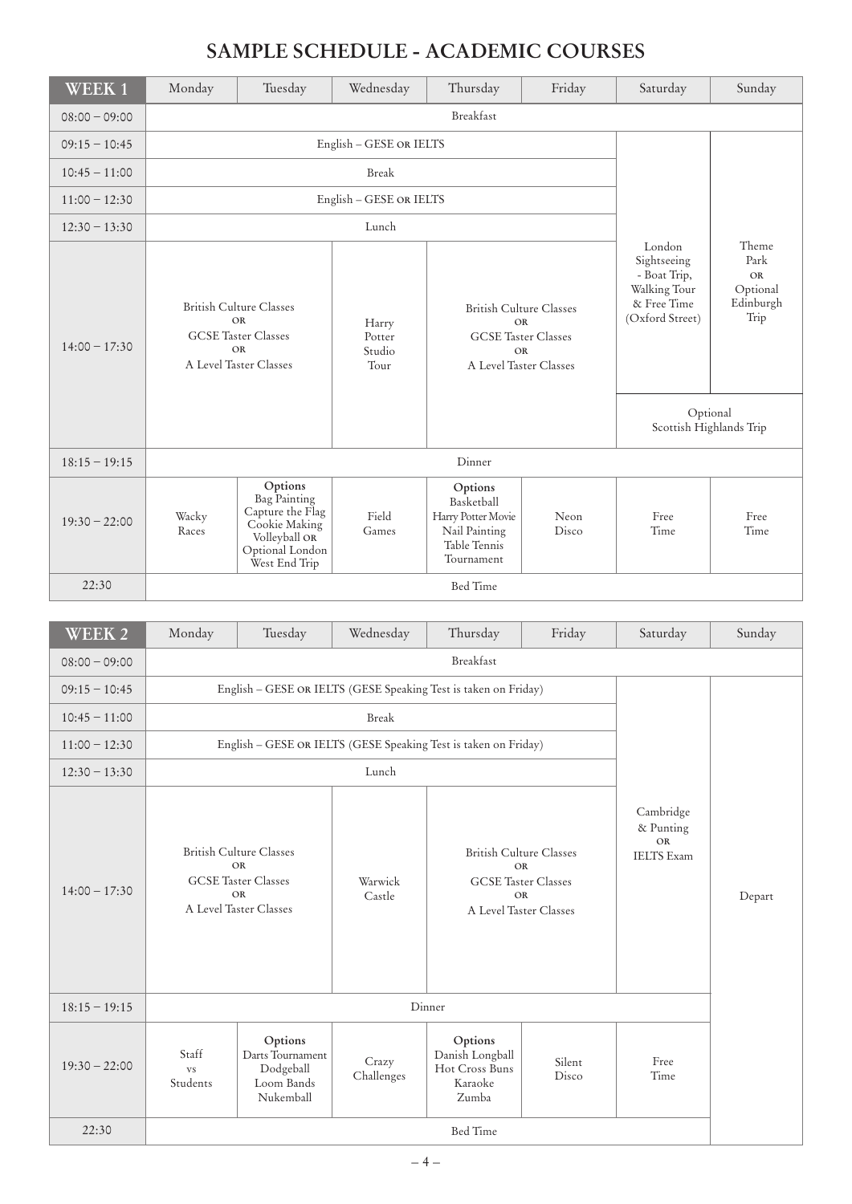# SAMPLE SCHEDULE - ACADEMIC COURSES

| WEEK 1 | Monday | Tuesday | Wednesday | Thursday | Friday | Saturday | Sunday |
|---|---|---|---|---|---|---|---|
| 08:00 – 09:00 | Breakfast | | | | | | |
| 09:15 – 10:45 | English – GESE OR IELTS | | | | | London Sightseeing - Boat Trip, Walking Tour & Free Time (Oxford Street) | Theme Park OR Optional Edinburgh Trip |
| 10:45 – 11:00 | Break | | | | | | |
| 11:00 – 12:30 | English – GESE OR IELTS | | | | | | |
| 12:30 – 13:30 | Lunch | | | | | | |
| 14:00 – 17:30 | British Culture Classes OR GCSE Taster Classes OR A Level Taster Classes | | Harry Potter Studio Tour | British Culture Classes OR GCSE Taster Classes OR A Level Taster Classes | | Optional Scottish Highlands Trip | |
| 18:15 – 19:15 | Dinner | | | | | | |
| 19:30 – 22:00 | Wacky Races | Options Bag Painting Capture the Flag Cookie Making Volleyball OR Optional London West End Trip | Field Games | Options Basketball Harry Potter Movie Nail Painting Table Tennis Tournament | Neon Disco | Free Time | Free Time |
| 22:30 | Bed Time | | | | | | |

| WEEK 2 | Monday | Tuesday | Wednesday | Thursday | Friday | Saturday | Sunday |
|---|---|---|---|---|---|---|---|
| 08:00 – 09:00 | Breakfast | | | | | | |
| 09:15 – 10:45 | English – GESE OR IELTS (GESE Speaking Test is taken on Friday) | | | | | Cambridge & Punting OR IELTS Exam | Depart |
| 10:45 – 11:00 | Break | | | | | | |
| 11:00 – 12:30 | English – GESE OR IELTS (GESE Speaking Test is taken on Friday) | | | | | | |
| 12:30 – 13:30 | Lunch | | | | | | |
| 14:00 – 17:30 | British Culture Classes OR GCSE Taster Classes OR A Level Taster Classes | | Warwick Castle | British Culture Classes OR GCSE Taster Classes OR A Level Taster Classes | | | |
| 18:15 – 19:15 | Dinner | | | | | | |
| 19:30 – 22:00 | Staff vs Students | Options Darts Tournament Dodgeball Loom Bands Nukemball | Crazy Challenges | Options Danish Longball Hot Cross Buns Karaoke Zumba | Silent Disco | Free Time | |
| 22:30 | Bed Time | | | | | | |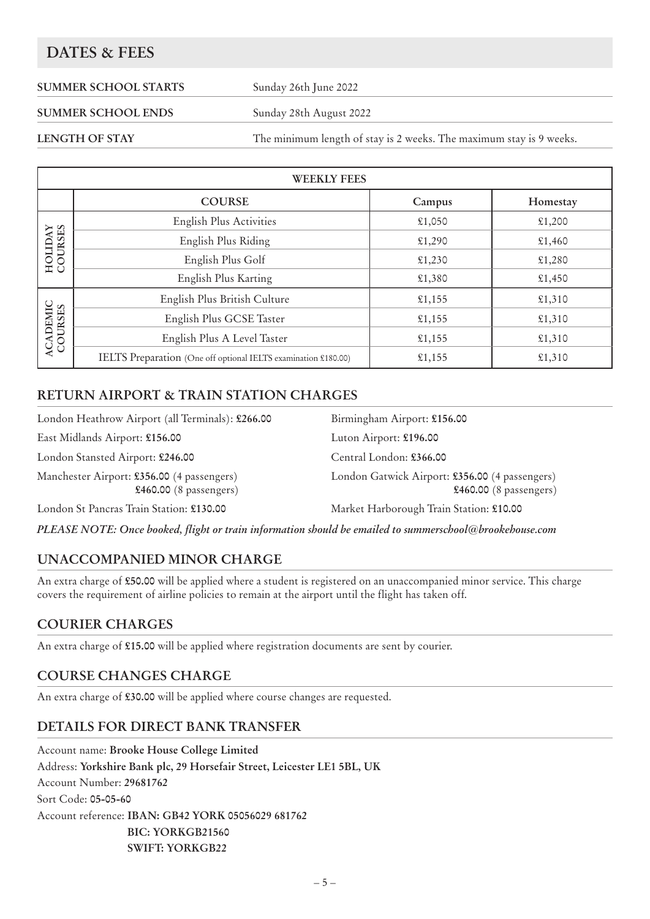## DATES & FEES

| | |
|---|---|
| **SUMMER SCHOOL STARTS** | Sunday 26th June 2022 |
| **SUMMER SCHOOL ENDS** | Sunday 28th August 2022 |
| **LENGTH OF STAY** | The minimum length of stay is 2 weeks. The maximum stay is 9 weeks. |

| WEEKLY FEES | | | |
|---|---|---|---|
| | **COURSE** | **Campus** | **Homestay** |
| **HOLIDAY COURSES** | English Plus Activities | £1,050 | £1,200 |
| | English Plus Riding | £1,290 | £1,460 |
| | English Plus Golf | £1,230 | £1,280 |
| | English Plus Karting | £1,380 | £1,450 |
| **ACADEMIC COURSES** | English Plus British Culture | £1,155 | £1,310 |
| | English Plus GCSE Taster | £1,155 | £1,310 |
| | English Plus A Level Taster | £1,155 | £1,310 |
| | IELTS Preparation (One off optional IELTS examination £180.00) | £1,155 | £1,310 |

### RETURN AIRPORT & TRAIN STATION CHARGES

London Heathrow Airport (all Terminals): **£266.00**

East Midlands Airport: **£156.00**

London Stansted Airport: **£246.00**

Manchester Airport: **£356.00** (4 passengers)
**£460.00** (8 passengers)

London St Pancras Train Station: **£130.00**

Birmingham Airport: **£156.00**

Luton Airport: **£196.00**

Central London: **£366.00**

London Gatwick Airport: **£356.00** (4 passengers)
**£460.00** (8 passengers)

Market Harborough Train Station: **£10.00**

*PLEASE NOTE: Once booked, flight or train information should be emailed to summerschool@brookehouse.com*

### UNACCOMPANIED MINOR CHARGE

An extra charge of **£50.00** will be applied where a student is registered on an unaccompanied minor service. This charge covers the requirement of airline policies to remain at the airport until the flight has taken off.

### COURIER CHARGES

An extra charge of **£15.00** will be applied where registration documents are sent by courier.

### COURSE CHANGES CHARGE

An extra charge of **£30.00** will be applied where course changes are requested.

### DETAILS FOR DIRECT BANK TRANSFER

Account name: **Brooke House College Limited**
Address: **Yorkshire Bank plc, 29 Horsefair Street, Leicester LE1 5BL, UK**
Account Number: **29681762**
Sort Code: **05-05-60**
Account reference: **IBAN: GB42 YORK 05056029 681762**
**BIC: YORKGB21560**
**SWIFT: YORKGB22**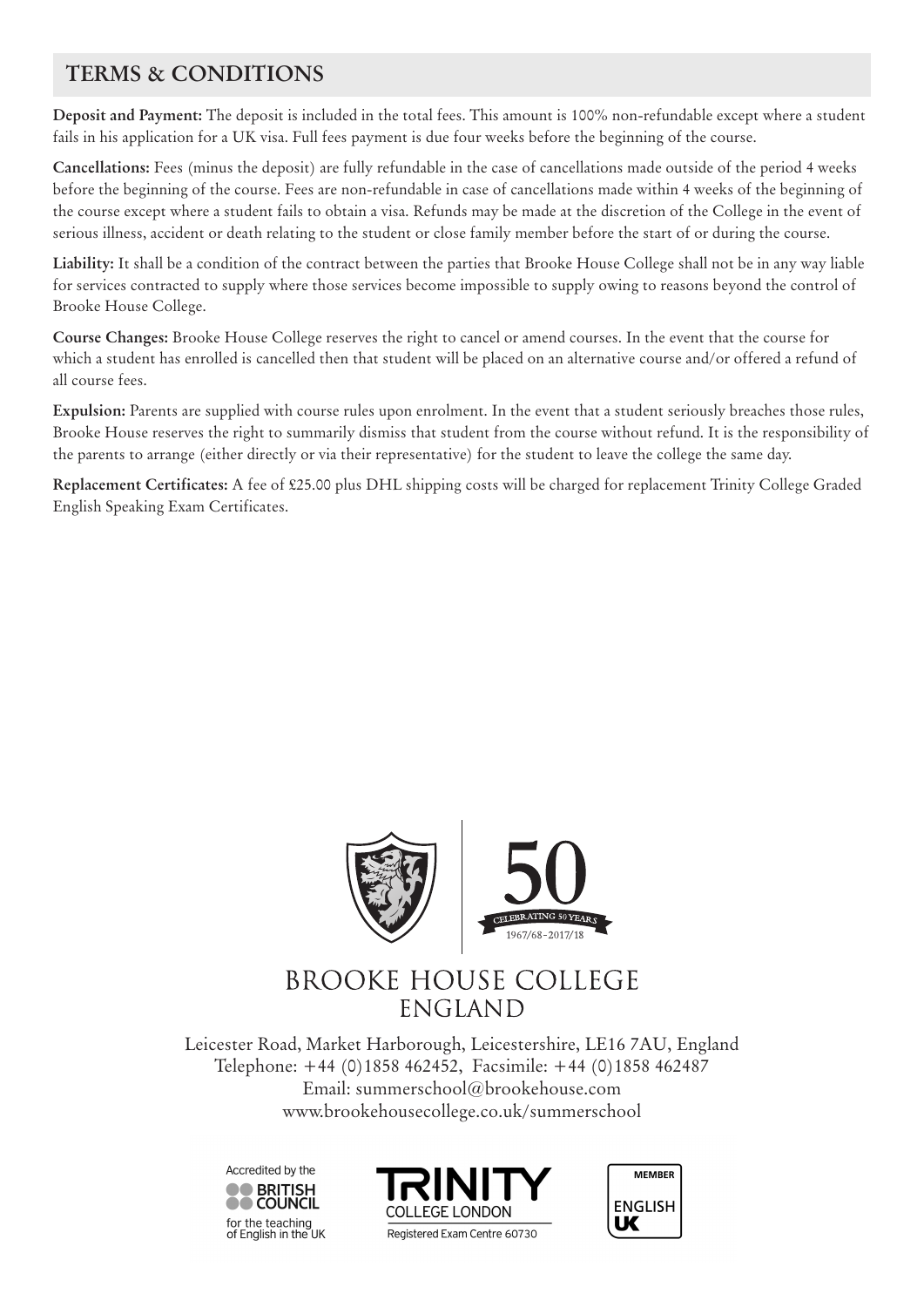## TERMS & CONDITIONS

**Deposit and Payment:** The deposit is included in the total fees. This amount is 100% non-refundable except where a student fails in his application for a UK visa. Full fees payment is due four weeks before the beginning of the course.

**Cancellations:** Fees (minus the deposit) are fully refundable in the case of cancellations made outside of the period 4 weeks before the beginning of the course. Fees are non-refundable in case of cancellations made within 4 weeks of the beginning of the course except where a student fails to obtain a visa. Refunds may be made at the discretion of the College in the event of serious illness, accident or death relating to the student or close family member before the start of or during the course.

**Liability:** It shall be a condition of the contract between the parties that Brooke House College shall not be in any way liable for services contracted to supply where those services become impossible to supply owing to reasons beyond the control of Brooke House College.

**Course Changes:** Brooke House College reserves the right to cancel or amend courses. In the event that the course for which a student has enrolled is cancelled then that student will be placed on an alternative course and/or offered a refund of all course fees.

**Expulsion:** Parents are supplied with course rules upon enrolment. In the event that a student seriously breaches those rules, Brooke House reserves the right to summarily dismiss that student from the course without refund. It is the responsibility of the parents to arrange (either directly or via their representative) for the student to leave the college the same day.

**Replacement Certificates:** A fee of £25.00 plus DHL shipping costs will be charged for replacement Trinity College Graded English Speaking Exam Certificates.

50
CELEBRATING 50 YEARS
1967/68–2017/18

BROOKE HOUSE COLLEGE
ENGLAND

Leicester Road, Market Harborough, Leicestershire, LE16 7AU, England
Telephone: +44 (0)1858 462452, Facsimile: +44 (0)1858 462487
Email: summerschool@brookehouse.com
www.brookehousecollege.co.uk/summerschool

Accredited by the BRITISH COUNCIL for the teaching of English in the UK

TRINITY COLLEGE LONDON
Registered Exam Centre 60730

MEMBER ENGLISH UK